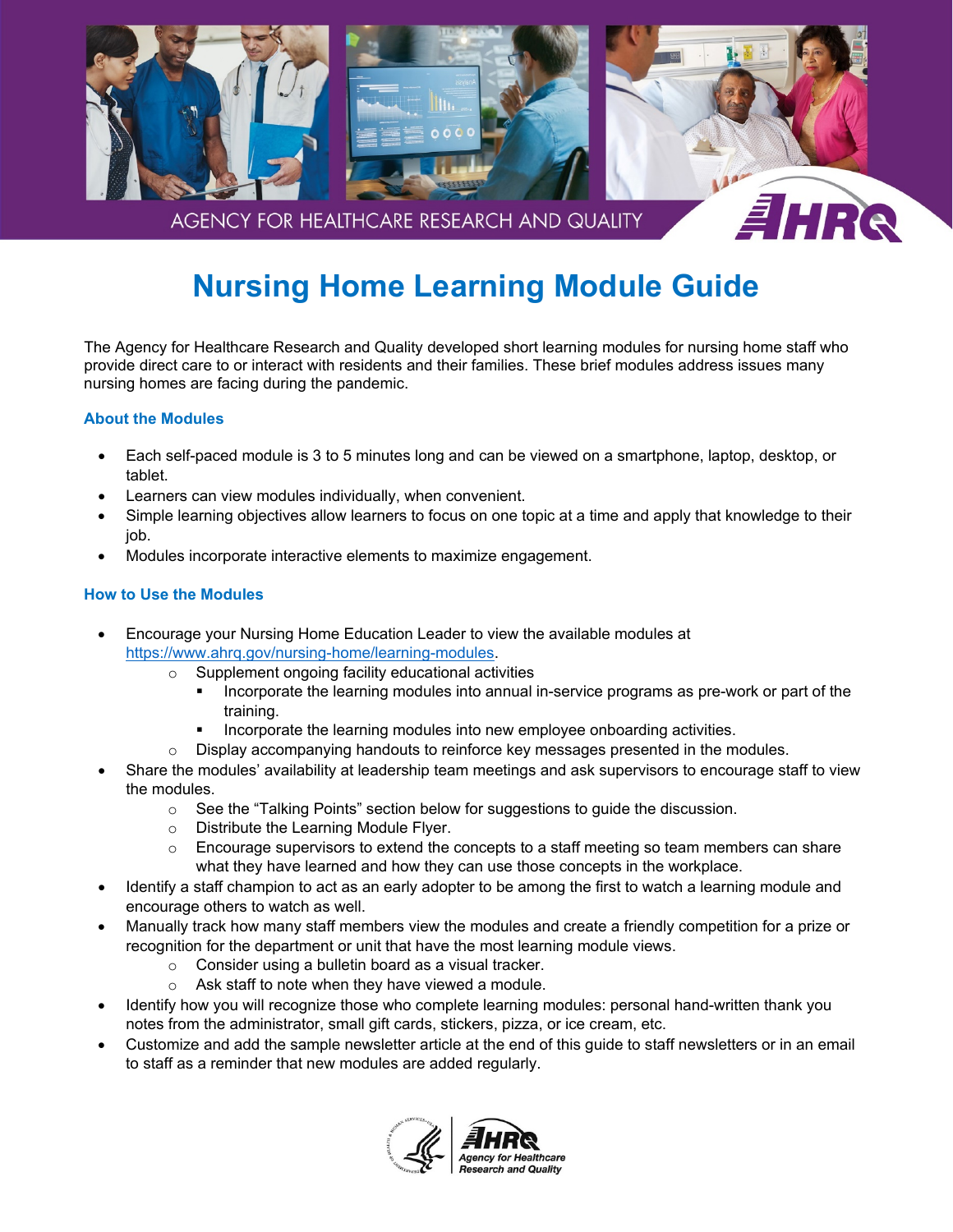# Nursing Home Learning Module Guide

The Agency for Healthcare Research and Quality developed short learning modules for nursing home staff who provide direct care to or interact with residents and their families. These brief modules address issues many nursing homes are facing during the pandemic.

### About the Modules

- Each self-paced module is 3 to 5 minutes long and can be viewed on a smartphone, laptop, desktop, or tablet.
- Learners can view modules individually, when convenient.
- Simple learning objectives allow learners to focus on one topic at a time and apply that knowledge to their job.
- Modules incorporate interactive elements to maximize engagement.

### How to Use the Modules

- Encourage your Nursing Home Education Leader to view the available modules at https://www.ahrq.gov/nursing-home/learning-modules.
  - Supplement ongoing facility educational activities
    - Incorporate the learning modules into annual in-service programs as pre-work or part of the training.
    - Incorporate the learning modules into new employee onboarding activities.
  - Display accompanying handouts to reinforce key messages presented in the modules.
- Share the modules' availability at leadership team meetings and ask supervisors to encourage staff to view the modules.
  - See the "Talking Points" section below for suggestions to guide the discussion.
  - Distribute the Learning Module Flyer.
  - Encourage supervisors to extend the concepts to a staff meeting so team members can share what they have learned and how they can use those concepts in the workplace.
- Identify a staff champion to act as an early adopter to be among the first to watch a learning module and encourage others to watch as well.
- Manually track how many staff members view the modules and create a friendly competition for a prize or recognition for the department or unit that have the most learning module views.
  - Consider using a bulletin board as a visual tracker.
  - Ask staff to note when they have viewed a module.
- Identify how you will recognize those who complete learning modules: personal hand-written thank you notes from the administrator, small gift cards, stickers, pizza, or ice cream, etc.
- Customize and add the sample newsletter article at the end of this guide to staff newsletters or in an email to staff as a reminder that new modules are added regularly.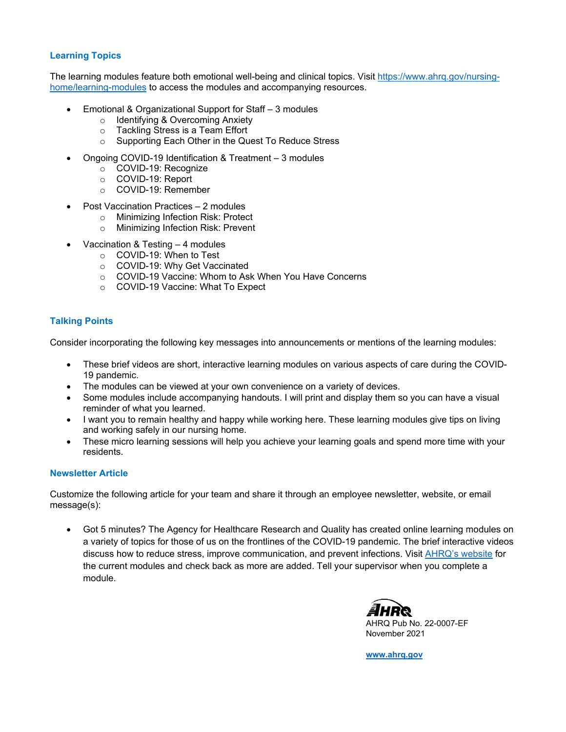## Learning Topics

The learning modules feature both emotional well-being and clinical topics. Visit [https://www.ahrq.gov/nursing-home/learning-modules](https://www.ahrq.gov/nursing-home/learning-modules) to access the modules and accompanying resources.

- Emotional & Organizational Support for Staff – 3 modules
  - Identifying & Overcoming Anxiety
  - Tackling Stress is a Team Effort
  - Supporting Each Other in the Quest To Reduce Stress
- Ongoing COVID-19 Identification & Treatment – 3 modules
  - COVID-19: Recognize
  - COVID-19: Report
  - COVID-19: Remember
- Post Vaccination Practices – 2 modules
  - Minimizing Infection Risk: Protect
  - Minimizing Infection Risk: Prevent
- Vaccination & Testing – 4 modules
  - COVID-19: When to Test
  - COVID-19: Why Get Vaccinated
  - COVID-19 Vaccine: Whom to Ask When You Have Concerns
  - COVID-19 Vaccine: What To Expect

## Talking Points

Consider incorporating the following key messages into announcements or mentions of the learning modules:

- These brief videos are short, interactive learning modules on various aspects of care during the COVID-19 pandemic.
- The modules can be viewed at your own convenience on a variety of devices.
- Some modules include accompanying handouts. I will print and display them so you can have a visual reminder of what you learned.
- I want you to remain healthy and happy while working here. These learning modules give tips on living and working safely in our nursing home.
- These micro learning sessions will help you achieve your learning goals and spend more time with your residents.

## Newsletter Article

Customize the following article for your team and share it through an employee newsletter, website, or email message(s):

- Got 5 minutes? The Agency for Healthcare Research and Quality has created online learning modules on a variety of topics for those of us on the frontlines of the COVID-19 pandemic. The brief interactive videos discuss how to reduce stress, improve communication, and prevent infections. Visit AHRQ's website for the current modules and check back as more are added. Tell your supervisor when you complete a module.

AHRQ

AHRQ Pub No. 22-0007-EF
November 2021

**www.ahrq.gov**